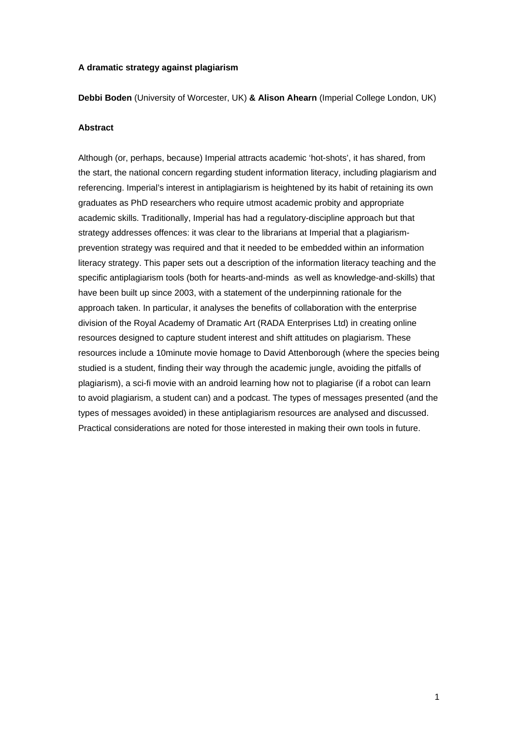**A dramatic strategy against plagiarism**

**Debbi Boden** (University of Worcester, UK) **& Alison Ahearn** (Imperial College London, UK)

**Abstract**

Although (or, perhaps, because) Imperial attracts academic 'hot-shots', it has shared, from the start, the national concern regarding student information literacy, including plagiarism and referencing. Imperial's interest in antiplagiarism is heightened by its habit of retaining its own graduates as PhD researchers who require utmost academic probity and appropriate academic skills. Traditionally, Imperial has had a regulatory-discipline approach but that strategy addresses offences: it was clear to the librarians at Imperial that a plagiarism-prevention strategy was required and that it needed to be embedded within an information literacy strategy. This paper sets out a description of the information literacy teaching and the specific antiplagiarism tools (both for hearts-and-minds as well as knowledge-and-skills) that have been built up since 2003, with a statement of the underpinning rationale for the approach taken. In particular, it analyses the benefits of collaboration with the enterprise division of the Royal Academy of Dramatic Art (RADA Enterprises Ltd) in creating online resources designed to capture student interest and shift attitudes on plagiarism. These resources include a 10minute movie homage to David Attenborough (where the species being studied is a student, finding their way through the academic jungle, avoiding the pitfalls of plagiarism), a sci-fi movie with an android learning how not to plagiarise (if a robot can learn to avoid plagiarism, a student can) and a podcast. The types of messages presented (and the types of messages avoided) in these antiplagiarism resources are analysed and discussed. Practical considerations are noted for those interested in making their own tools in future.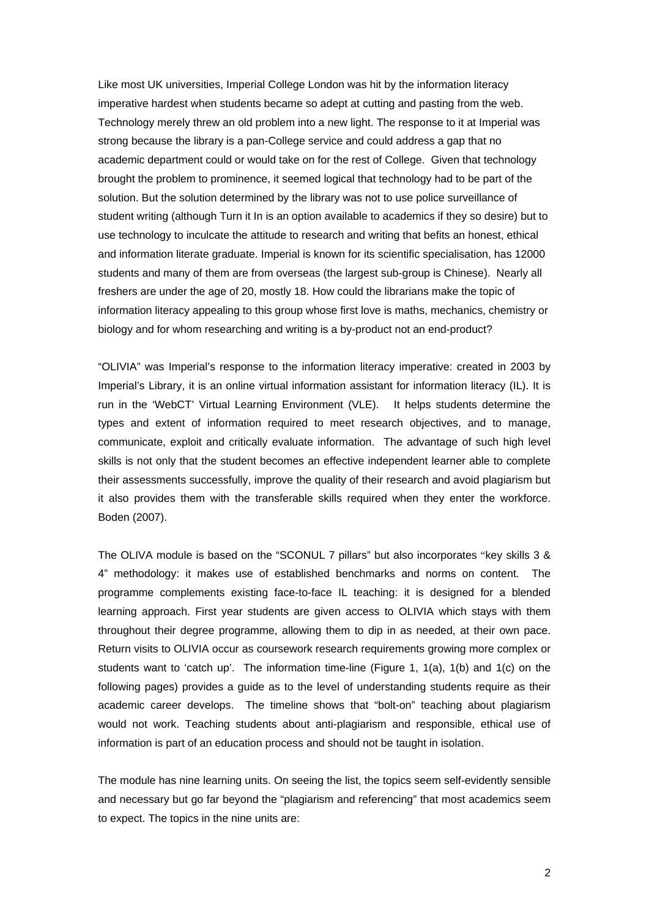Like most UK universities, Imperial College London was hit by the information literacy imperative hardest when students became so adept at cutting and pasting from the web. Technology merely threw an old problem into a new light. The response to it at Imperial was strong because the library is a pan-College service and could address a gap that no academic department could or would take on for the rest of College. Given that technology brought the problem to prominence, it seemed logical that technology had to be part of the solution. But the solution determined by the library was not to use police surveillance of student writing (although Turn it In is an option available to academics if they so desire) but to use technology to inculcate the attitude to research and writing that befits an honest, ethical and information literate graduate. Imperial is known for its scientific specialisation, has 12000 students and many of them are from overseas (the largest sub-group is Chinese). Nearly all freshers are under the age of 20, mostly 18. How could the librarians make the topic of information literacy appealing to this group whose first love is maths, mechanics, chemistry or biology and for whom researching and writing is a by-product not an end-product?

"OLIVIA" was Imperial's response to the information literacy imperative: created in 2003 by Imperial's Library, it is an online virtual information assistant for information literacy (IL). It is run in the 'WebCT' Virtual Learning Environment (VLE). It helps students determine the types and extent of information required to meet research objectives, and to manage, communicate, exploit and critically evaluate information. The advantage of such high level skills is not only that the student becomes an effective independent learner able to complete their assessments successfully, improve the quality of their research and avoid plagiarism but it also provides them with the transferable skills required when they enter the workforce. Boden (2007).

The OLIVA module is based on the "SCONUL 7 pillars" but also incorporates "key skills 3 & 4" methodology: it makes use of established benchmarks and norms on content. The programme complements existing face-to-face IL teaching: it is designed for a blended learning approach. First year students are given access to OLIVIA which stays with them throughout their degree programme, allowing them to dip in as needed, at their own pace. Return visits to OLIVIA occur as coursework research requirements growing more complex or students want to 'catch up'. The information time-line (Figure 1, 1(a), 1(b) and 1(c) on the following pages) provides a guide as to the level of understanding students require as their academic career develops. The timeline shows that "bolt-on" teaching about plagiarism would not work. Teaching students about anti-plagiarism and responsible, ethical use of information is part of an education process and should not be taught in isolation.

The module has nine learning units. On seeing the list, the topics seem self-evidently sensible and necessary but go far beyond the "plagiarism and referencing" that most academics seem to expect. The topics in the nine units are: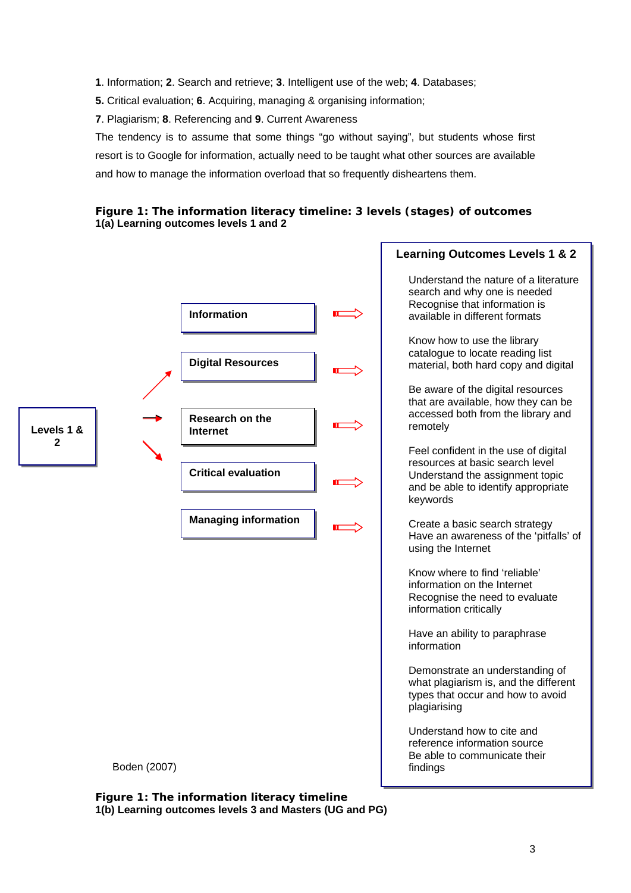**1**. Information; **2**. Search and retrieve; **3**. Intelligent use of the web; **4**. Databases;

**5.** Critical evaluation; **6**. Acquiring, managing & organising information;

**7**. Plagiarism; **8**. Referencing and **9**. Current Awareness

The tendency is to assume that some things "go without saying", but students whose first resort is to Google for information, actually need to be taught what other sources are available and how to manage the information overload that so frequently disheartens them.

**Figure 1: The information literacy timeline: 3 levels (stages) of outcomes**
**1(a) Learning outcomes levels 1 and 2**

**Levels 1 & 2**

**Information**

**Digital Resources**

**Research on the Internet**

**Critical evaluation**

**Managing information**

**Learning Outcomes Levels 1 & 2**

Understand the nature of a literature search and why one is needed
Recognise that information is available in different formats

Know how to use the library catalogue to locate reading list material, both hard copy and digital

Be aware of the digital resources that are available, how they can be accessed both from the library and remotely

Feel confident in the use of digital resources at basic search level
Understand the assignment topic and be able to identify appropriate keywords

Create a basic search strategy
Have an awareness of the 'pitfalls' of using the Internet

Know where to find 'reliable' information on the Internet
Recognise the need to evaluate information critically

Have an ability to paraphrase information

Demonstrate an understanding of what plagiarism is, and the different types that occur and how to avoid plagiarising

Understand how to cite and reference information source
Be able to communicate their findings

Boden (2007)

**Figure 1: The information literacy timeline**
**1(b) Learning outcomes levels 3 and Masters (UG and PG)**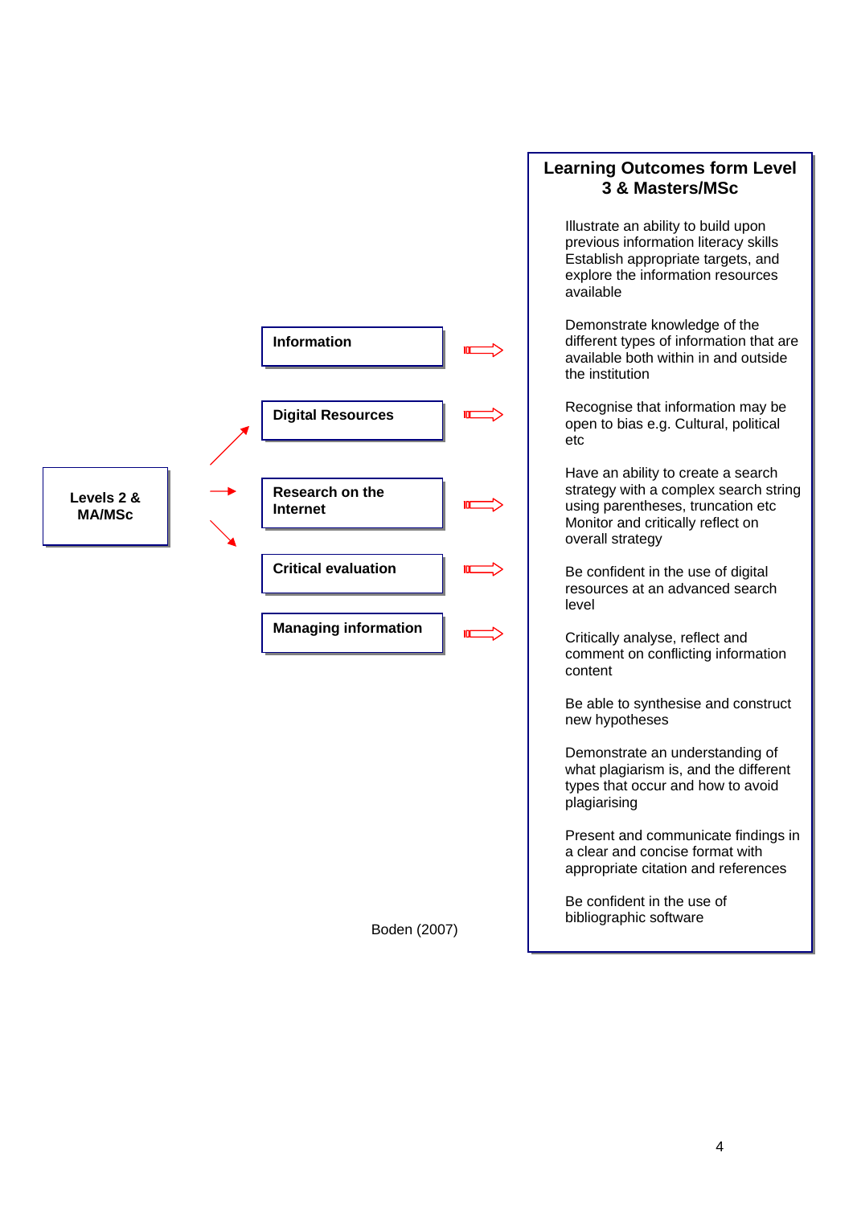**Levels 2 & MA/MSc**

- **Information**
- **Digital Resources**
- **Research on the Internet**
- **Critical evaluation**
- **Managing information**

## Learning Outcomes form Level 3 & Masters/MSc

Illustrate an ability to build upon previous information literacy skills Establish appropriate targets, and explore the information resources available

Demonstrate knowledge of the different types of information that are available both within in and outside the institution

Recognise that information may be open to bias e.g. Cultural, political etc

Have an ability to create a search strategy with a complex search string using parentheses, truncation etc Monitor and critically reflect on overall strategy

Be confident in the use of digital resources at an advanced search level

Critically analyse, reflect and comment on conflicting information content

Be able to synthesise and construct new hypotheses

Demonstrate an understanding of what plagiarism is, and the different types that occur and how to avoid plagiarising

Present and communicate findings in a clear and concise format with appropriate citation and references

Be confident in the use of bibliographic software

Boden (2007)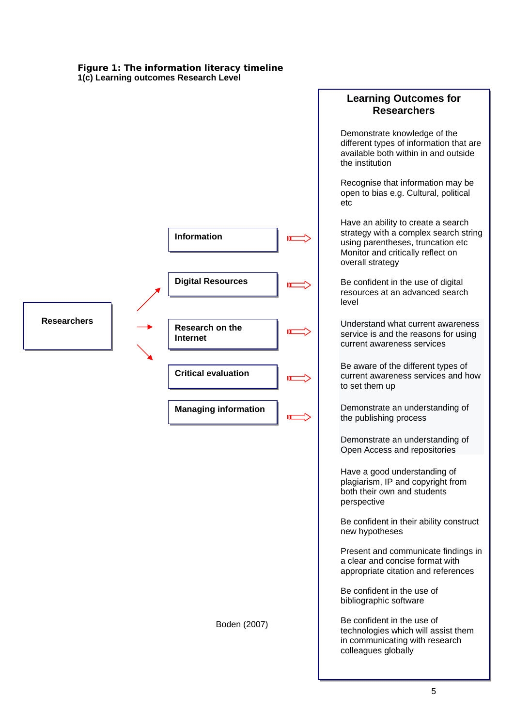**Figure 1: The information literacy timeline**
**1(c) Learning outcomes Research Level**

**Researchers**

- **Information**
- **Digital Resources**
- **Research on the Internet**
- **Critical evaluation**
- **Managing information**

**Learning Outcomes for Researchers**

Demonstrate knowledge of the different types of information that are available both within in and outside the institution

Recognise that information may be open to bias e.g. Cultural, political etc

Have an ability to create a search strategy with a complex search string using parentheses, truncation etc Monitor and critically reflect on overall strategy

Be confident in the use of digital resources at an advanced search level

Understand what current awareness service is and the reasons for using current awareness services

Be aware of the different types of current awareness services and how to set them up

Demonstrate an understanding of the publishing process

Demonstrate an understanding of Open Access and repositories

Have a good understanding of plagiarism, IP and copyright from both their own and students perspective

Be confident in their ability construct new hypotheses

Present and communicate findings in a clear and concise format with appropriate citation and references

Be confident in the use of bibliographic software

Be confident in the use of technologies which will assist them in communicating with research colleagues globally

Boden (2007)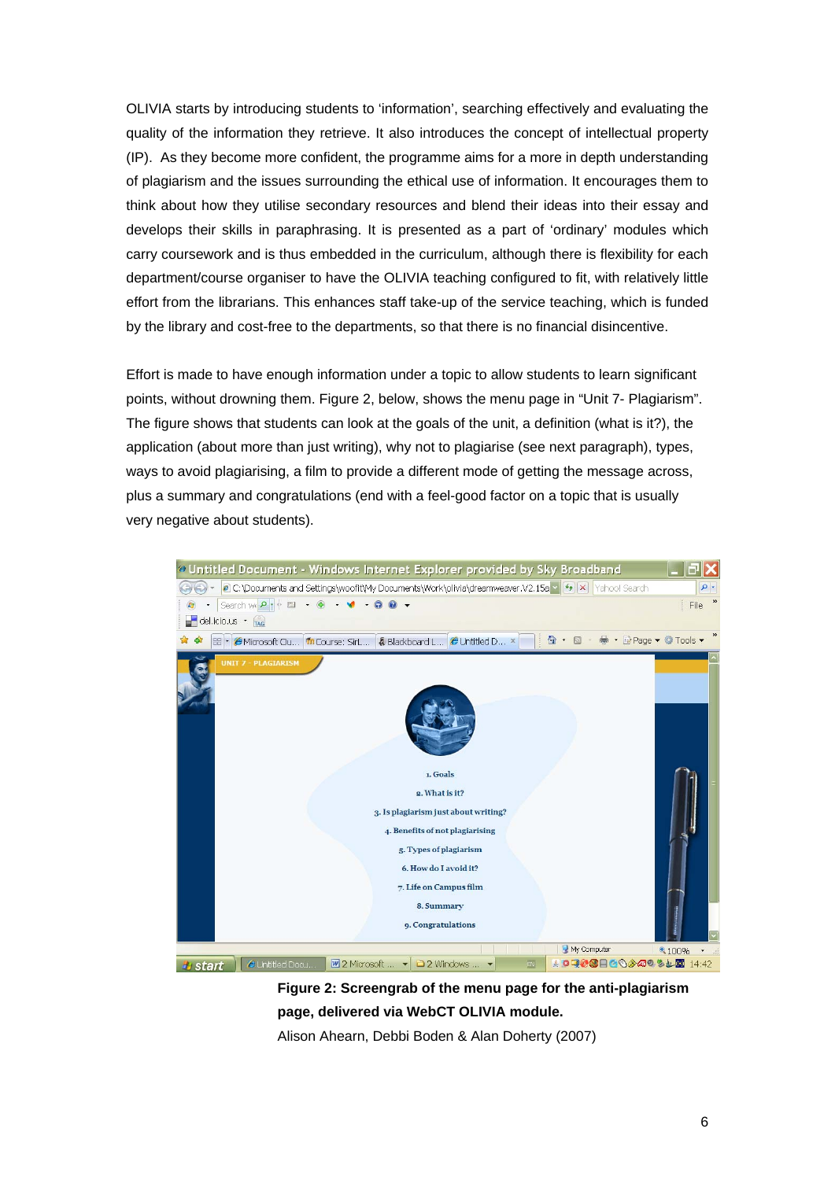OLIVIA starts by introducing students to 'information', searching effectively and evaluating the quality of the information they retrieve. It also introduces the concept of intellectual property (IP). As they become more confident, the programme aims for a more in depth understanding of plagiarism and the issues surrounding the ethical use of information. It encourages them to think about how they utilise secondary resources and blend their ideas into their essay and develops their skills in paraphrasing. It is presented as a part of 'ordinary' modules which carry coursework and is thus embedded in the curriculum, although there is flexibility for each department/course organiser to have the OLIVIA teaching configured to fit, with relatively little effort from the librarians. This enhances staff take-up of the service teaching, which is funded by the library and cost-free to the departments, so that there is no financial disincentive.

Effort is made to have enough information under a topic to allow students to learn significant points, without drowning them. Figure 2, below, shows the menu page in "Unit 7- Plagiarism". The figure shows that students can look at the goals of the unit, a definition (what is it?), the application (about more than just writing), why not to plagiarise (see next paragraph), types, ways to avoid plagiarising, a film to provide a different mode of getting the message across, plus a summary and congratulations (end with a feel-good factor on a topic that is usually very negative about students).

**Figure 2: Screengrab of the menu page for the anti-plagiarism page, delivered via WebCT OLIVIA module.**

Alison Ahearn, Debbi Boden & Alan Doherty (2007)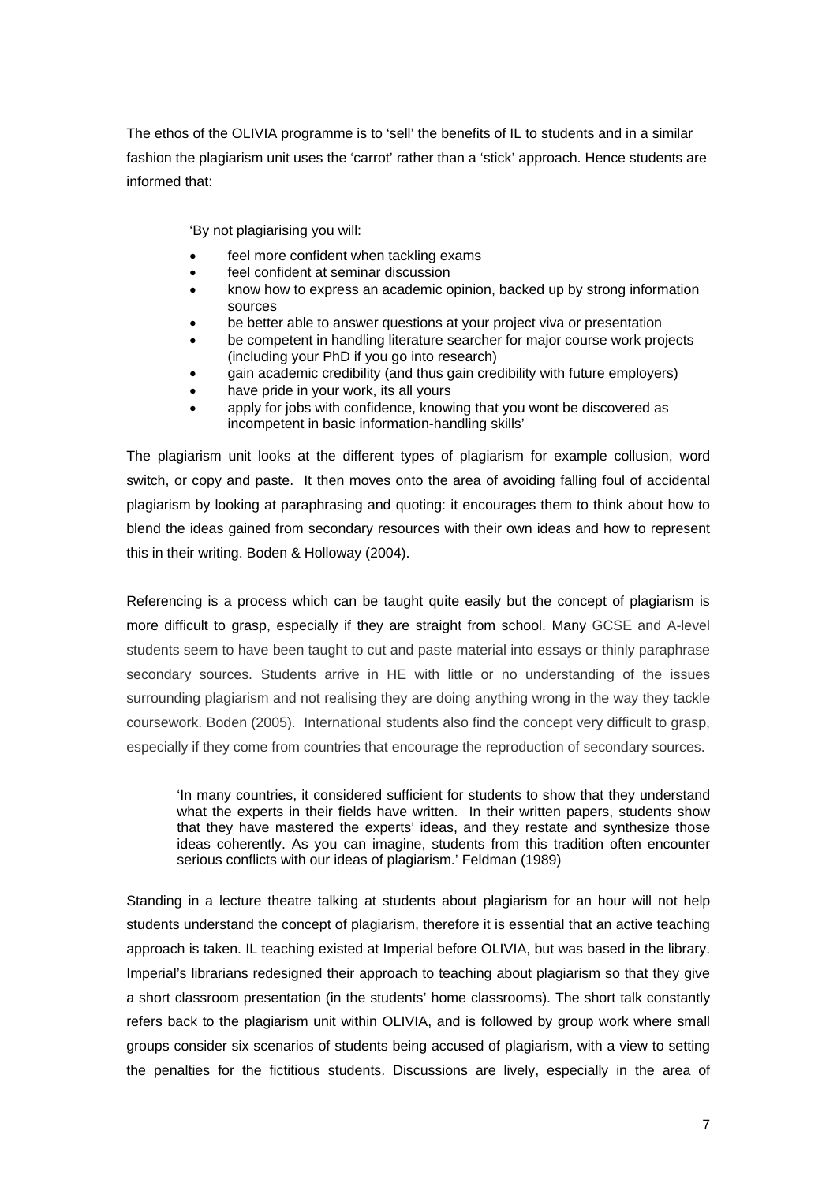The ethos of the OLIVIA programme is to 'sell' the benefits of IL to students and in a similar fashion the plagiarism unit uses the 'carrot' rather than a 'stick' approach. Hence students are informed that:

> 'By not plagiarising you will:
>
> - feel more confident when tackling exams
> - feel confident at seminar discussion
> - know how to express an academic opinion, backed up by strong information sources
> - be better able to answer questions at your project viva or presentation
> - be competent in handling literature searcher for major course work projects (including your PhD if you go into research)
> - gain academic credibility (and thus gain credibility with future employers)
> - have pride in your work, its all yours
> - apply for jobs with confidence, knowing that you wont be discovered as incompetent in basic information-handling skills'

The plagiarism unit looks at the different types of plagiarism for example collusion, word switch, or copy and paste. It then moves onto the area of avoiding falling foul of accidental plagiarism by looking at paraphrasing and quoting: it encourages them to think about how to blend the ideas gained from secondary resources with their own ideas and how to represent this in their writing. Boden & Holloway (2004).

Referencing is a process which can be taught quite easily but the concept of plagiarism is more difficult to grasp, especially if they are straight from school. Many GCSE and A-level students seem to have been taught to cut and paste material into essays or thinly paraphrase secondary sources. Students arrive in HE with little or no understanding of the issues surrounding plagiarism and not realising they are doing anything wrong in the way they tackle coursework. Boden (2005). International students also find the concept very difficult to grasp, especially if they come from countries that encourage the reproduction of secondary sources.

> 'In many countries, it considered sufficient for students to show that they understand what the experts in their fields have written. In their written papers, students show that they have mastered the experts' ideas, and they restate and synthesize those ideas coherently. As you can imagine, students from this tradition often encounter serious conflicts with our ideas of plagiarism.' Feldman (1989)

Standing in a lecture theatre talking at students about plagiarism for an hour will not help students understand the concept of plagiarism, therefore it is essential that an active teaching approach is taken. IL teaching existed at Imperial before OLIVIA, but was based in the library. Imperial's librarians redesigned their approach to teaching about plagiarism so that they give a short classroom presentation (in the students' home classrooms). The short talk constantly refers back to the plagiarism unit within OLIVIA, and is followed by group work where small groups consider six scenarios of students being accused of plagiarism, with a view to setting the penalties for the fictitious students. Discussions are lively, especially in the area of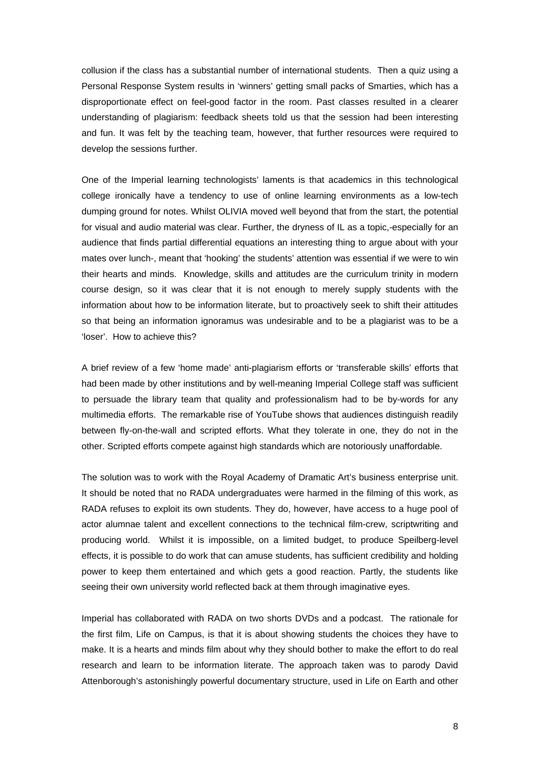collusion if the class has a substantial number of international students. Then a quiz using a Personal Response System results in 'winners' getting small packs of Smarties, which has a disproportionate effect on feel-good factor in the room. Past classes resulted in a clearer understanding of plagiarism: feedback sheets told us that the session had been interesting and fun. It was felt by the teaching team, however, that further resources were required to develop the sessions further.

One of the Imperial learning technologists' laments is that academics in this technological college ironically have a tendency to use of online learning environments as a low-tech dumping ground for notes. Whilst OLIVIA moved well beyond that from the start, the potential for visual and audio material was clear. Further, the dryness of IL as a topic,-especially for an audience that finds partial differential equations an interesting thing to argue about with your mates over lunch-, meant that 'hooking' the students' attention was essential if we were to win their hearts and minds. Knowledge, skills and attitudes are the curriculum trinity in modern course design, so it was clear that it is not enough to merely supply students with the information about how to be information literate, but to proactively seek to shift their attitudes so that being an information ignoramus was undesirable and to be a plagiarist was to be a 'loser'. How to achieve this?

A brief review of a few 'home made' anti-plagiarism efforts or 'transferable skills' efforts that had been made by other institutions and by well-meaning Imperial College staff was sufficient to persuade the library team that quality and professionalism had to be by-words for any multimedia efforts. The remarkable rise of YouTube shows that audiences distinguish readily between fly-on-the-wall and scripted efforts. What they tolerate in one, they do not in the other. Scripted efforts compete against high standards which are notoriously unaffordable.

The solution was to work with the Royal Academy of Dramatic Art's business enterprise unit. It should be noted that no RADA undergraduates were harmed in the filming of this work, as RADA refuses to exploit its own students. They do, however, have access to a huge pool of actor alumnae talent and excellent connections to the technical film-crew, scriptwriting and producing world. Whilst it is impossible, on a limited budget, to produce Speilberg-level effects, it is possible to do work that can amuse students, has sufficient credibility and holding power to keep them entertained and which gets a good reaction. Partly, the students like seeing their own university world reflected back at them through imaginative eyes.

Imperial has collaborated with RADA on two shorts DVDs and a podcast. The rationale for the first film, Life on Campus, is that it is about showing students the choices they have to make. It is a hearts and minds film about why they should bother to make the effort to do real research and learn to be information literate. The approach taken was to parody David Attenborough's astonishingly powerful documentary structure, used in Life on Earth and other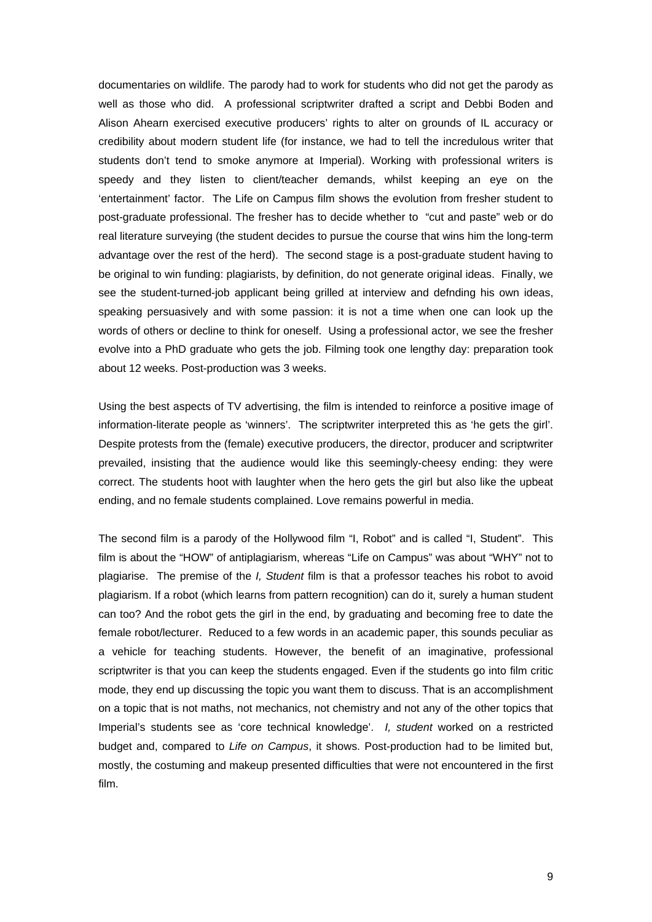documentaries on wildlife. The parody had to work for students who did not get the parody as well as those who did. A professional scriptwriter drafted a script and Debbi Boden and Alison Ahearn exercised executive producers' rights to alter on grounds of IL accuracy or credibility about modern student life (for instance, we had to tell the incredulous writer that students don't tend to smoke anymore at Imperial). Working with professional writers is speedy and they listen to client/teacher demands, whilst keeping an eye on the 'entertainment' factor. The Life on Campus film shows the evolution from fresher student to post-graduate professional. The fresher has to decide whether to "cut and paste" web or do real literature surveying (the student decides to pursue the course that wins him the long-term advantage over the rest of the herd). The second stage is a post-graduate student having to be original to win funding: plagiarists, by definition, do not generate original ideas. Finally, we see the student-turned-job applicant being grilled at interview and defnding his own ideas, speaking persuasively and with some passion: it is not a time when one can look up the words of others or decline to think for oneself. Using a professional actor, we see the fresher evolve into a PhD graduate who gets the job. Filming took one lengthy day: preparation took about 12 weeks. Post-production was 3 weeks.

Using the best aspects of TV advertising, the film is intended to reinforce a positive image of information-literate people as 'winners'. The scriptwriter interpreted this as 'he gets the girl'. Despite protests from the (female) executive producers, the director, producer and scriptwriter prevailed, insisting that the audience would like this seemingly-cheesy ending: they were correct. The students hoot with laughter when the hero gets the girl but also like the upbeat ending, and no female students complained. Love remains powerful in media.

The second film is a parody of the Hollywood film "I, Robot" and is called "I, Student". This film is about the "HOW" of antiplagiarism, whereas "Life on Campus" was about "WHY" not to plagiarise. The premise of the *I, Student* film is that a professor teaches his robot to avoid plagiarism. If a robot (which learns from pattern recognition) can do it, surely a human student can too? And the robot gets the girl in the end, by graduating and becoming free to date the female robot/lecturer. Reduced to a few words in an academic paper, this sounds peculiar as a vehicle for teaching students. However, the benefit of an imaginative, professional scriptwriter is that you can keep the students engaged. Even if the students go into film critic mode, they end up discussing the topic you want them to discuss. That is an accomplishment on a topic that is not maths, not mechanics, not chemistry and not any of the other topics that Imperial's students see as 'core technical knowledge'. *I, student* worked on a restricted budget and, compared to *Life on Campus*, it shows. Post-production had to be limited but, mostly, the costuming and makeup presented difficulties that were not encountered in the first film.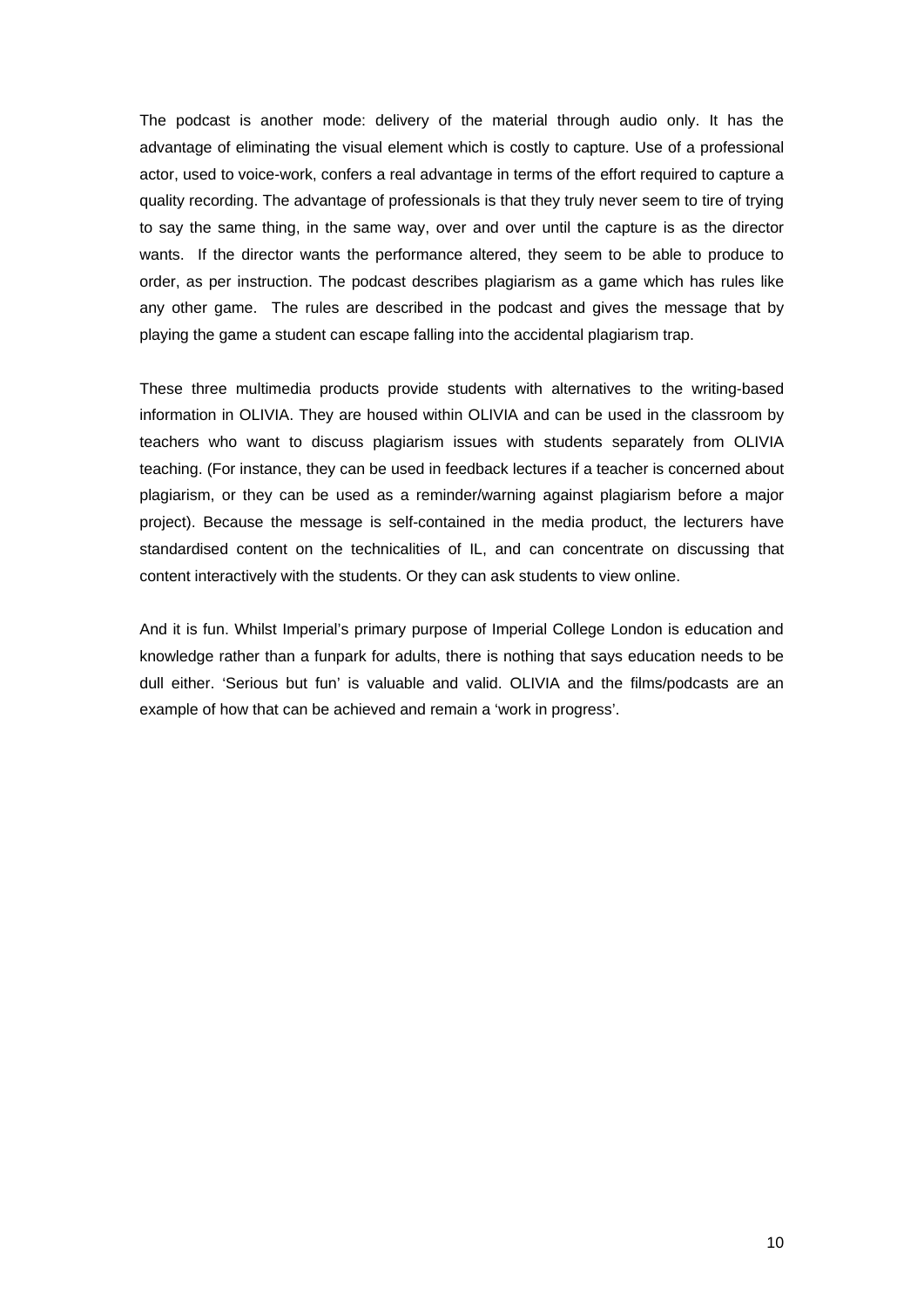The podcast is another mode: delivery of the material through audio only. It has the advantage of eliminating the visual element which is costly to capture. Use of a professional actor, used to voice-work, confers a real advantage in terms of the effort required to capture a quality recording. The advantage of professionals is that they truly never seem to tire of trying to say the same thing, in the same way, over and over until the capture is as the director wants. If the director wants the performance altered, they seem to be able to produce to order, as per instruction. The podcast describes plagiarism as a game which has rules like any other game. The rules are described in the podcast and gives the message that by playing the game a student can escape falling into the accidental plagiarism trap.

These three multimedia products provide students with alternatives to the writing-based information in OLIVIA. They are housed within OLIVIA and can be used in the classroom by teachers who want to discuss plagiarism issues with students separately from OLIVIA teaching. (For instance, they can be used in feedback lectures if a teacher is concerned about plagiarism, or they can be used as a reminder/warning against plagiarism before a major project). Because the message is self-contained in the media product, the lecturers have standardised content on the technicalities of IL, and can concentrate on discussing that content interactively with the students. Or they can ask students to view online.

And it is fun. Whilst Imperial's primary purpose of Imperial College London is education and knowledge rather than a funpark for adults, there is nothing that says education needs to be dull either. 'Serious but fun' is valuable and valid. OLIVIA and the films/podcasts are an example of how that can be achieved and remain a 'work in progress'.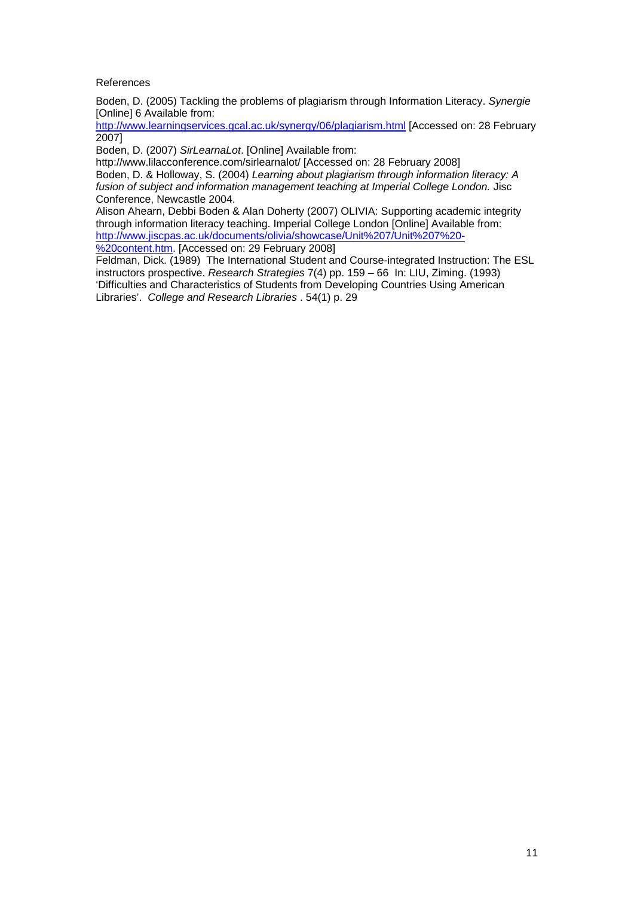References

Boden, D. (2005) Tackling the problems of plagiarism through Information Literacy. *Synergie* [Online] 6 Available from: http://www.learningservices.gcal.ac.uk/synergy/06/plagiarism.html [Accessed on: 28 February 2007]

Boden, D. (2007) *SirLearnaLot*. [Online] Available from: http://www.lilacconference.com/sirlearnalot/ [Accessed on: 28 February 2008]

Boden, D. & Holloway, S. (2004) *Learning about plagiarism through information literacy: A fusion of subject and information management teaching at Imperial College London.* Jisc Conference, Newcastle 2004.

Alison Ahearn, Debbi Boden & Alan Doherty (2007) OLIVIA: Supporting academic integrity through information literacy teaching. Imperial College London [Online] Available from: http://www.jiscpas.ac.uk/documents/olivia/showcase/Unit%207/Unit%207%20-%20content.htm. [Accessed on: 29 February 2008]

Feldman, Dick. (1989) The International Student and Course-integrated Instruction: The ESL instructors prospective. *Research Strategies* 7(4) pp. 159 – 66 In: LIU, Ziming. (1993) 'Difficulties and Characteristics of Students from Developing Countries Using American Libraries'. *College and Research Libraries* . 54(1) p. 29